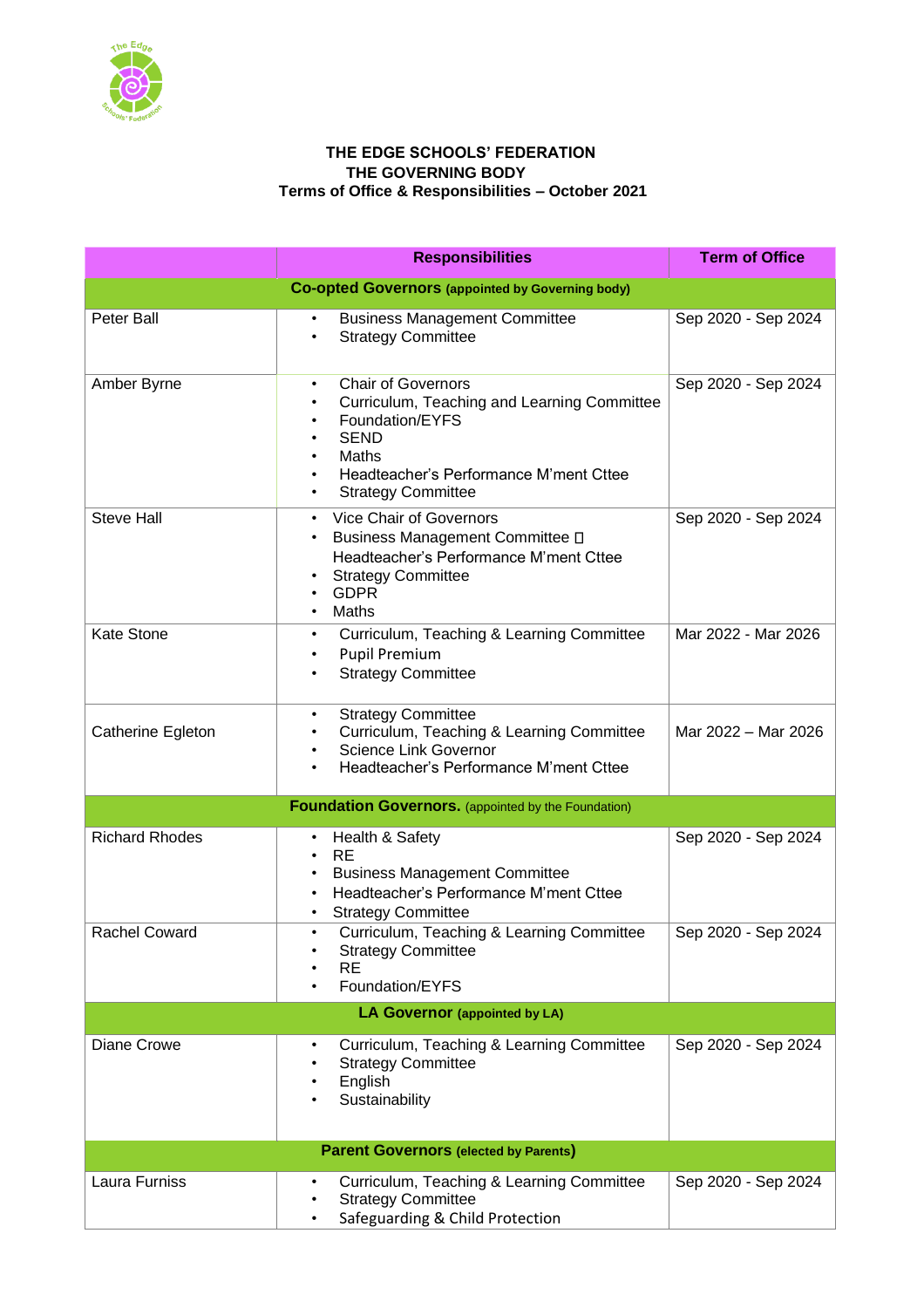**THE EDGE SCHOOLS' FEDERATION**
**THE GOVERNING BODY**
**Terms of Office & Responsibilities – October 2021**

| | Responsibilities | Term of Office |
|---|---|---|
| **Co-opted Governors** (appointed by Governing body) | | |
| Peter Ball | • Business Management Committee<br>• Strategy Committee | Sep 2020 - Sep 2024 |
| Amber Byrne | • Chair of Governors<br>• Curriculum, Teaching and Learning Committee<br>• Foundation/EYFS<br>• SEND<br>• Maths<br>• Headteacher's Performance M'ment Cttee<br>• Strategy Committee | Sep 2020 - Sep 2024 |
| Steve Hall | • Vice Chair of Governors<br>• Business Management Committee  Headteacher's Performance M'ment Cttee<br>• Strategy Committee<br>• GDPR<br>• Maths | Sep 2020 - Sep 2024 |
| Kate Stone | • Curriculum, Teaching & Learning Committee<br>• Pupil Premium<br>• Strategy Committee | Mar 2022 - Mar 2026 |
| Catherine Egleton | • Strategy Committee<br>• Curriculum, Teaching & Learning Committee<br>• Science Link Governor<br>• Headteacher's Performance M'ment Cttee | Mar 2022 – Mar 2026 |
| **Foundation Governors.** (appointed by the Foundation) | | |
| Richard Rhodes | • Health & Safety<br>• RE<br>• Business Management Committee<br>• Headteacher's Performance M'ment Cttee<br>• Strategy Committee | Sep 2020 - Sep 2024 |
| Rachel Coward | • Curriculum, Teaching & Learning Committee<br>• Strategy Committee<br>• RE<br>• Foundation/EYFS | Sep 2020 - Sep 2024 |
| **LA Governor** (appointed by LA) | | |
| Diane Crowe | • Curriculum, Teaching & Learning Committee<br>• Strategy Committee<br>• English<br>• Sustainability | Sep 2020 - Sep 2024 |
| **Parent Governors** (elected by Parents) | | |
| Laura Furniss | • Curriculum, Teaching & Learning Committee<br>• Strategy Committee<br>• Safeguarding & Child Protection | Sep 2020 - Sep 2024 |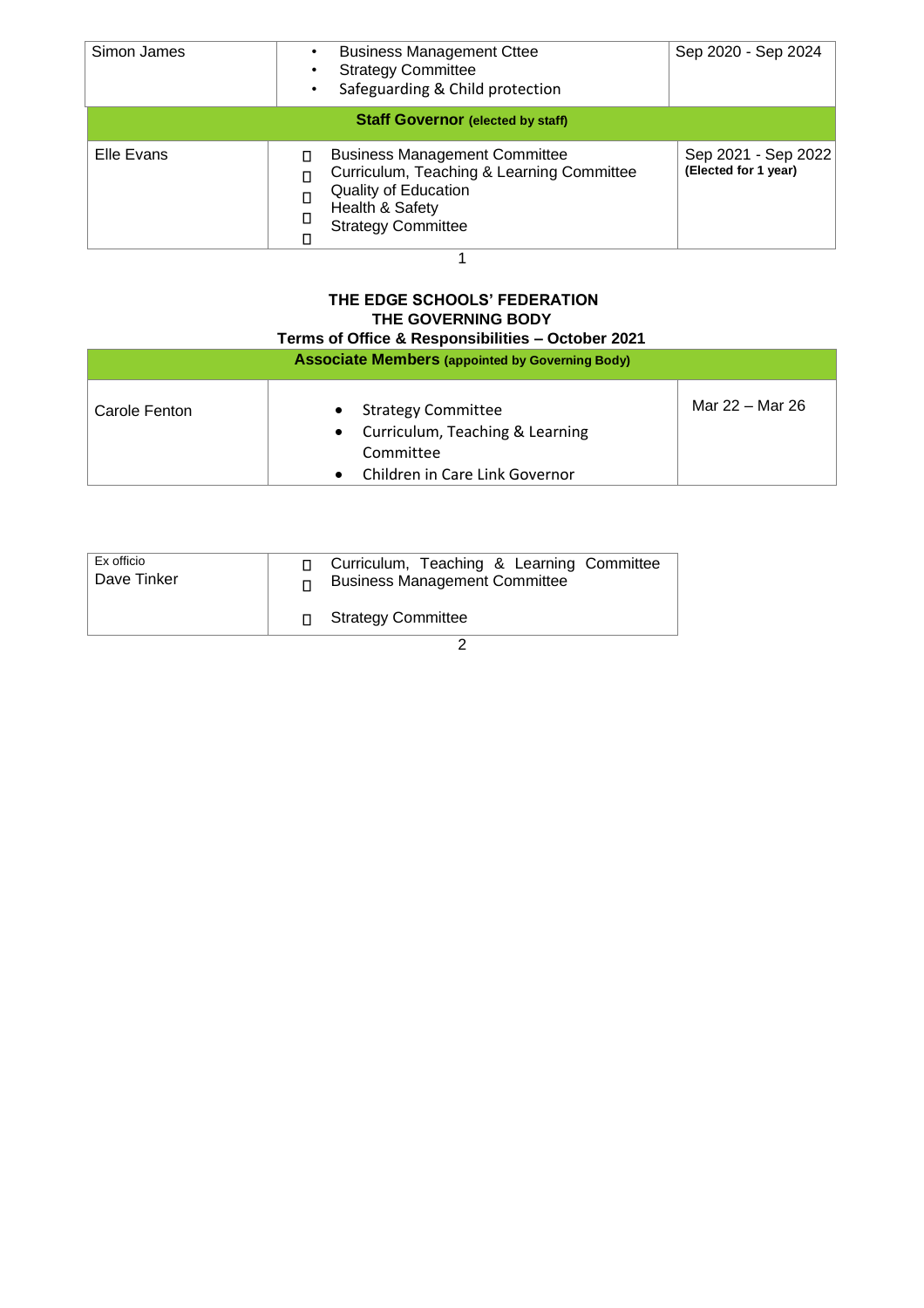| | | |
|---|---|---|
| Simon James | • Business Management Cttee<br>• Strategy Committee<br>• Safeguarding & Child protection | Sep 2020 - Sep 2024 |
| **Staff Governor** **(elected by staff)** | | |
| Elle Evans | • Business Management Committee<br>• Curriculum, Teaching & Learning Committee<br>• Quality of Education<br>• Health & Safety<br>• Strategy Committee | Sep 2021 - Sep 2022<br>**(Elected for 1 year)** |

**THE EDGE SCHOOLS' FEDERATION**
**THE GOVERNING BODY**
**Terms of Office & Responsibilities – October 2021**

| | | |
|---|---|---|
| **Associate Members** **(appointed by Governing Body)** | | |
| Carole Fenton | • Strategy Committee<br>• Curriculum, Teaching & Learning Committee<br>• Children in Care Link Governor | Mar 22 – Mar 26 |

| | |
|---|---|
| Ex officio<br>Dave Tinker | • Curriculum, Teaching & Learning Committee<br>• Business Management Committee<br>• Strategy Committee |